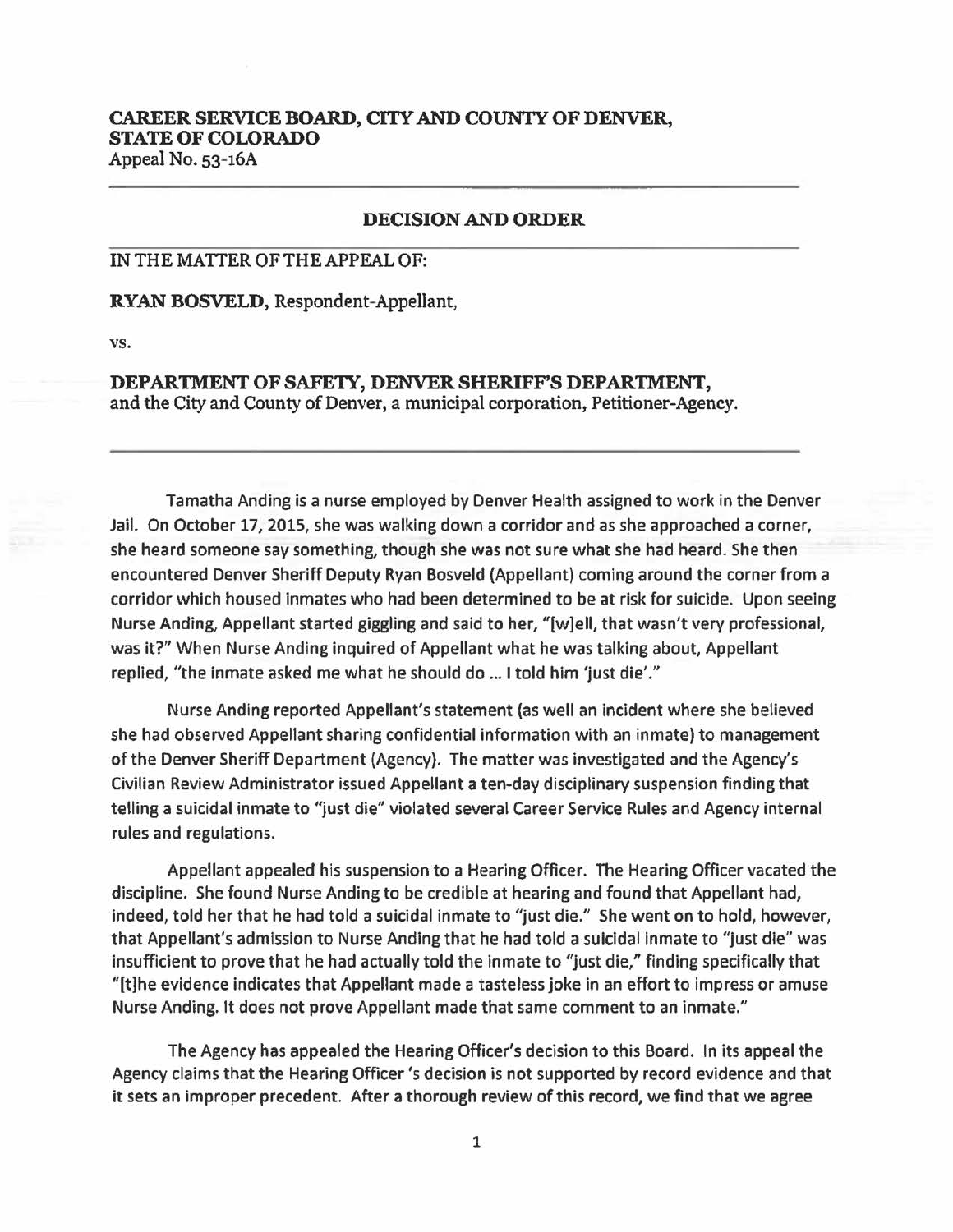**CAREER SERVICE BOARD, CITY AND COUNTY OF DENVER, STATE OF COLORADO**
Appeal No. 53-16A

---

**DECISION AND ORDER**

---

IN THE MATTER OF THE APPEAL OF:

**RYAN BOSVELD**, Respondent-Appellant,

vs.

**DEPARTMENT OF SAFETY, DENVER SHERIFF'S DEPARTMENT,**
and the City and County of Denver, a municipal corporation, Petitioner-Agency.

---

Tamatha Anding is a nurse employed by Denver Health assigned to work in the Denver Jail. On October 17, 2015, she was walking down a corridor and as she approached a corner, she heard someone say something, though she was not sure what she had heard. She then encountered Denver Sheriff Deputy Ryan Bosveld (Appellant) coming around the corner from a corridor which housed inmates who had been determined to be at risk for suicide. Upon seeing Nurse Anding, Appellant started giggling and said to her, "[w]ell, that wasn't very professional, was it?" When Nurse Anding inquired of Appellant what he was talking about, Appellant replied, "the inmate asked me what he should do ... I told him 'just die'."

Nurse Anding reported Appellant's statement (as well an incident where she believed she had observed Appellant sharing confidential information with an inmate) to management of the Denver Sheriff Department (Agency). The matter was investigated and the Agency's Civilian Review Administrator issued Appellant a ten-day disciplinary suspension finding that telling a suicidal inmate to "just die" violated several Career Service Rules and Agency internal rules and regulations.

Appellant appealed his suspension to a Hearing Officer. The Hearing Officer vacated the discipline. She found Nurse Anding to be credible at hearing and found that Appellant had, indeed, told her that he had told a suicidal inmate to "just die." She went on to hold, however, that Appellant's admission to Nurse Anding that he had told a suicidal inmate to "just die" was insufficient to prove that he had actually told the inmate to "just die," finding specifically that "[t]he evidence indicates that Appellant made a tasteless joke in an effort to impress or amuse Nurse Anding. It does not prove Appellant made that same comment to an inmate."

The Agency has appealed the Hearing Officer's decision to this Board. In its appeal the Agency claims that the Hearing Officer 's decision is not supported by record evidence and that it sets an improper precedent. After a thorough review of this record, we find that we agree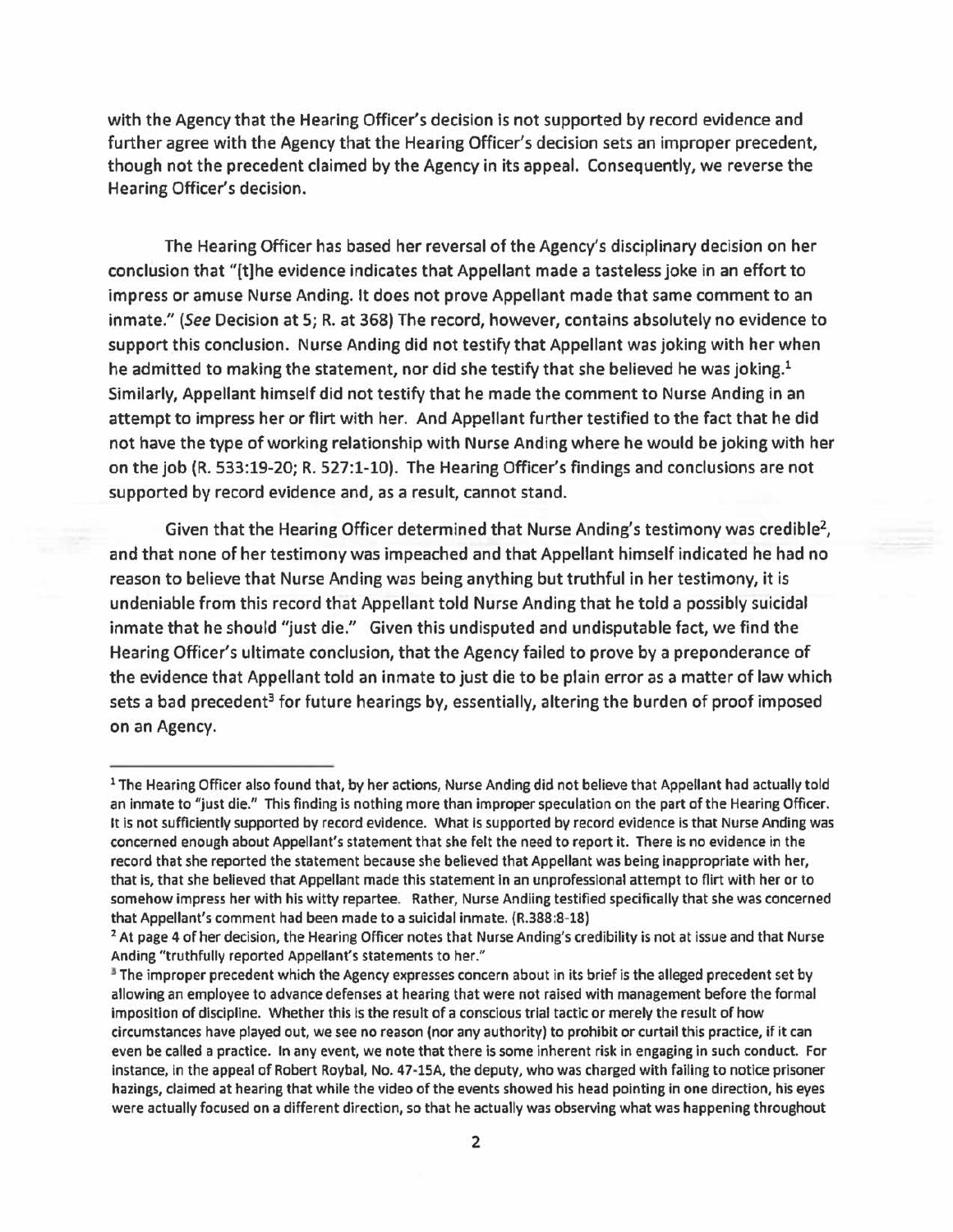with the Agency that the Hearing Officer's decision is not supported by record evidence and further agree with the Agency that the Hearing Officer's decision sets an improper precedent, though not the precedent claimed by the Agency in its appeal. Consequently, we reverse the Hearing Officer's decision.

The Hearing Officer has based her reversal of the Agency's disciplinary decision on her conclusion that "[t]he evidence indicates that Appellant made a tasteless joke in an effort to impress or amuse Nurse Anding. It does not prove Appellant made that same comment to an inmate." (*See* Decision at 5; R. at 368) The record, however, contains absolutely no evidence to support this conclusion. Nurse Anding did not testify that Appellant was joking with her when he admitted to making the statement, nor did she testify that she believed he was joking.[1] Similarly, Appellant himself did not testify that he made the comment to Nurse Anding in an attempt to impress her or flirt with her. And Appellant further testified to the fact that he did not have the type of working relationship with Nurse Anding where he would be joking with her on the job (R. 533:19-20; R. 527:1-10). The Hearing Officer's findings and conclusions are not supported by record evidence and, as a result, cannot stand.

Given that the Hearing Officer determined that Nurse Anding's testimony was credible[2], and that none of her testimony was impeached and that Appellant himself indicated he had no reason to believe that Nurse Anding was being anything but truthful in her testimony, it is undeniable from this record that Appellant told Nurse Anding that he told a possibly suicidal inmate that he should "just die." Given this undisputed and undisputable fact, we find the Hearing Officer's ultimate conclusion, that the Agency failed to prove by a preponderance of the evidence that Appellant told an inmate to just die to be plain error as a matter of law which sets a bad precedent[3] for future hearings by, essentially, altering the burden of proof imposed on an Agency.

---

[1] The Hearing Officer also found that, by her actions, Nurse Anding did not believe that Appellant had actually told an inmate to "just die." This finding is nothing more than improper speculation on the part of the Hearing Officer. It is not sufficiently supported by record evidence. What is supported by record evidence is that Nurse Anding was concerned enough about Appellant's statement that she felt the need to report it. There is no evidence in the record that she reported the statement because she believed that Appellant was being inappropriate with her, that is, that she believed that Appellant made this statement in an unprofessional attempt to flirt with her or to somehow impress her with his witty repartee. Rather, Nurse Andiing testified specifically that she was concerned that Appellant's comment had been made to a suicidal inmate. (R.388:8-18)

[2] At page 4 of her decision, the Hearing Officer notes that Nurse Anding's credibility is not at issue and that Nurse Anding "truthfully reported Appellant's statements to her."

[3] The improper precedent which the Agency expresses concern about in its brief is the alleged precedent set by allowing an employee to advance defenses at hearing that were not raised with management before the formal imposition of discipline. Whether this is the result of a conscious trial tactic or merely the result of how circumstances have played out, we see no reason (nor any authority) to prohibit or curtail this practice, if it can even be called a practice. In any event, we note that there is some inherent risk in engaging in such conduct. For instance, in the appeal of Robert Roybal, No. 47-15A, the deputy, who was charged with failing to notice prisoner hazings, claimed at hearing that while the video of the events showed his head pointing in one direction, his eyes were actually focused on a different direction, so that he actually was observing what was happening throughout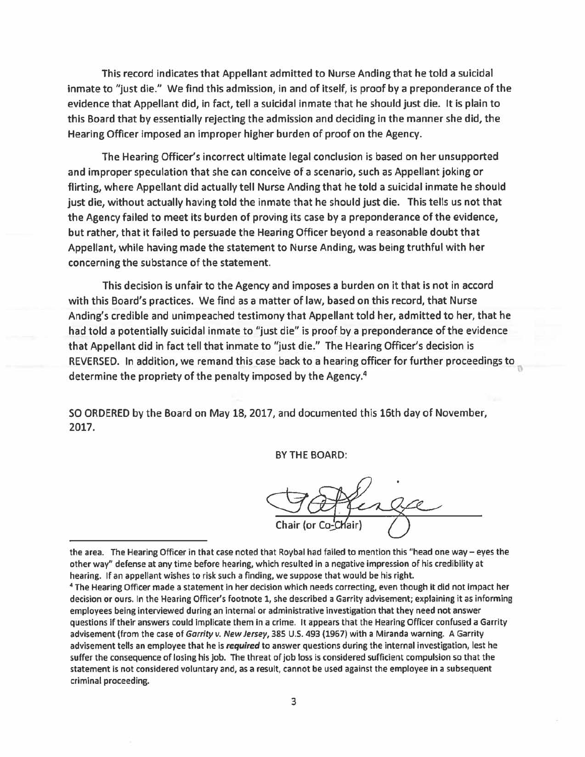This record indicates that Appellant admitted to Nurse Anding that he told a suicidal inmate to "just die." We find this admission, in and of itself, is proof by a preponderance of the evidence that Appellant did, in fact, tell a suicidal inmate that he should just die. It is plain to this Board that by essentially rejecting the admission and deciding in the manner she did, the Hearing Officer imposed an improper higher burden of proof on the Agency.

The Hearing Officer's incorrect ultimate legal conclusion is based on her unsupported and improper speculation that she can conceive of a scenario, such as Appellant joking or flirting, where Appellant did actually tell Nurse Anding that he told a suicidal inmate he should just die, without actually having told the inmate that he should just die. This tells us not that the Agency failed to meet its burden of proving its case by a preponderance of the evidence, but rather, that it failed to persuade the Hearing Officer beyond a reasonable doubt that Appellant, while having made the statement to Nurse Anding, was being truthful with her concerning the substance of the statement.

This decision is unfair to the Agency and imposes a burden on it that is not in accord with this Board's practices. We find as a matter of law, based on this record, that Nurse Anding's credible and unimpeached testimony that Appellant told her, admitted to her, that he had told a potentially suicidal inmate to "just die" is proof by a preponderance of the evidence that Appellant did in fact tell that inmate to "just die." The Hearing Officer's decision is REVERSED. In addition, we remand this case back to a hearing officer for further proceedings to determine the propriety of the penalty imposed by the Agency.[4]

SO ORDERED by the Board on May 18, 2017, and documented this 16th day of November, 2017.

BY THE BOARD:

Chair (or Co-Chair)

---

the area. The Hearing Officer in that case noted that Roybal had failed to mention this "head one way – eyes the other way" defense at any time before hearing, which resulted in a negative impression of his credibility at hearing. If an appellant wishes to risk such a finding, we suppose that would be his right.

[4] The Hearing Officer made a statement in her decision which needs correcting, even though it did not impact her decision or ours. In the Hearing Officer's footnote 1, she described a Garrity advisement; explaining it as informing employees being interviewed during an internal or administrative investigation that they need not answer questions if their answers could implicate them in a crime. It appears that the Hearing Officer confused a Garrity advisement (from the case of *Garrity v. New Jersey*, 385 U.S. 493 (1967) with a Miranda warning. A Garrity advisement tells an employee that he is ***required*** to answer questions during the internal investigation, lest he suffer the consequence of losing his job. The threat of job loss is considered sufficient compulsion so that the statement is not considered voluntary and, as a result, cannot be used against the employee in a subsequent criminal proceeding.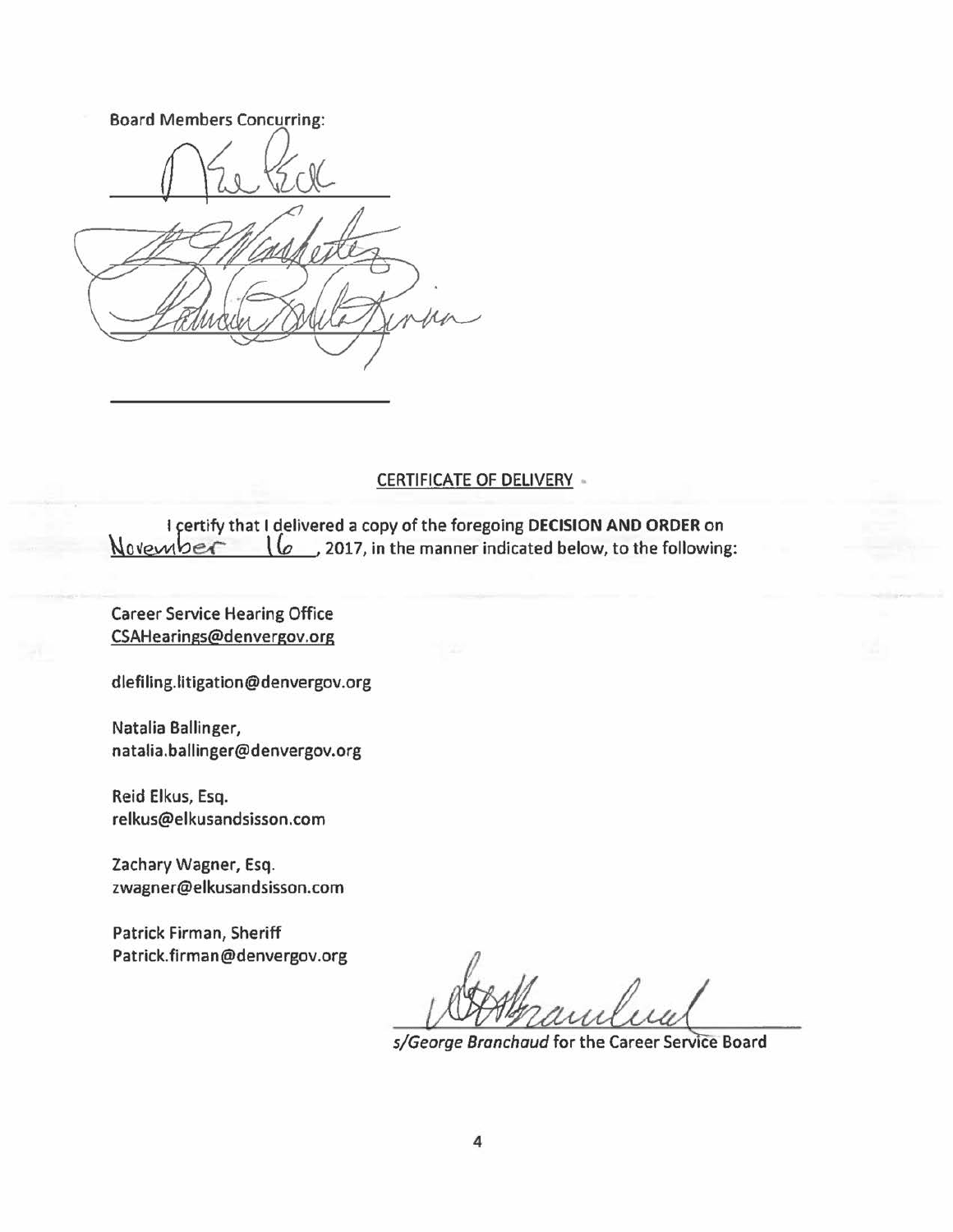Board Members Concurring:

______________________

______________________

______________________

______________________

CERTIFICATE OF DELIVERY

I certify that I delivered a copy of the foregoing **DECISION AND ORDER** on November 16, 2017, in the manner indicated below, to the following:

Career Service Hearing Office
CSAHearings@denvergov.org

dlefiling.litigation@denvergov.org

Natalia Ballinger,
natalia.ballinger@denvergov.org

Reid Elkus, Esq.
relkus@elkusandsisson.com

Zachary Wagner, Esq.
zwagner@elkusandsisson.com

Patrick Firman, Sheriff
Patrick.firman@denvergov.org

______________________
*s/George Branchaud* for the Career Service Board